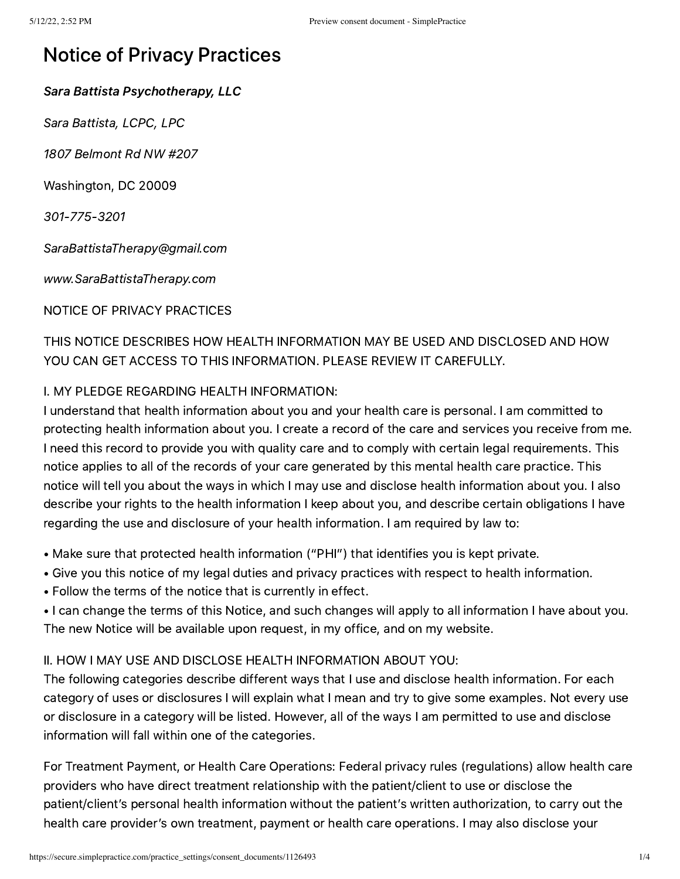# Notice of Privacy Practices

***Sara Battista Psychotherapy, LLC***

*Sara Battista, LCPC, LPC*

*1807 Belmont Rd NW #207*

Washington, DC 20009

*301-775-3201*

*SaraBattistaTherapy@gmail.com*

*www.SaraBattistaTherapy.com*

NOTICE OF PRIVACY PRACTICES

THIS NOTICE DESCRIBES HOW HEALTH INFORMATION MAY BE USED AND DISCLOSED AND HOW YOU CAN GET ACCESS TO THIS INFORMATION. PLEASE REVIEW IT CAREFULLY.

I. MY PLEDGE REGARDING HEALTH INFORMATION:
I understand that health information about you and your health care is personal. I am committed to protecting health information about you. I create a record of the care and services you receive from me. I need this record to provide you with quality care and to comply with certain legal requirements. This notice applies to all of the records of your care generated by this mental health care practice. This notice will tell you about the ways in which I may use and disclose health information about you. I also describe your rights to the health information I keep about you, and describe certain obligations I have regarding the use and disclosure of your health information. I am required by law to:

- Make sure that protected health information ("PHI") that identifies you is kept private.
- Give you this notice of my legal duties and privacy practices with respect to health information.
- Follow the terms of the notice that is currently in effect.
- I can change the terms of this Notice, and such changes will apply to all information I have about you. The new Notice will be available upon request, in my office, and on my website.

II. HOW I MAY USE AND DISCLOSE HEALTH INFORMATION ABOUT YOU:
The following categories describe different ways that I use and disclose health information. For each category of uses or disclosures I will explain what I mean and try to give some examples. Not every use or disclosure in a category will be listed. However, all of the ways I am permitted to use and disclose information will fall within one of the categories.

For Treatment Payment, or Health Care Operations: Federal privacy rules (regulations) allow health care providers who have direct treatment relationship with the patient/client to use or disclose the patient/client's personal health information without the patient's written authorization, to carry out the health care provider's own treatment, payment or health care operations. I may also disclose your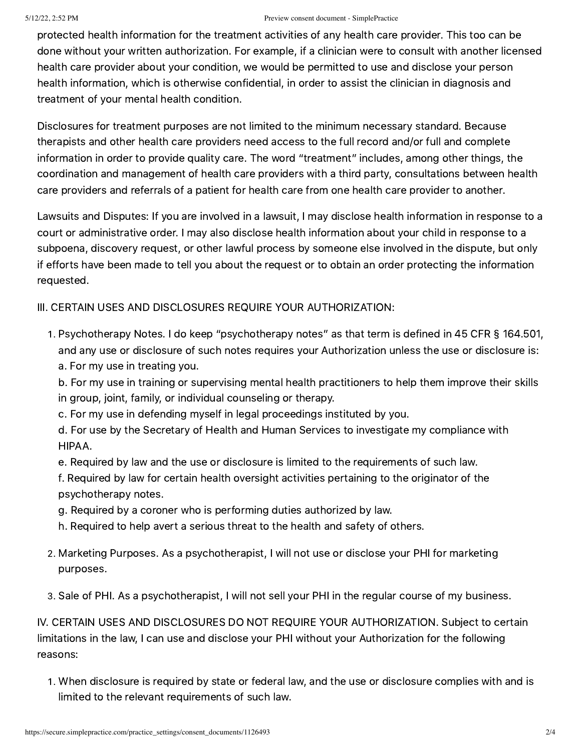protected health information for the treatment activities of any health care provider. This too can be done without your written authorization. For example, if a clinician were to consult with another licensed health care provider about your condition, we would be permitted to use and disclose your person health information, which is otherwise confidential, in order to assist the clinician in diagnosis and treatment of your mental health condition.

Disclosures for treatment purposes are not limited to the minimum necessary standard. Because therapists and other health care providers need access to the full record and/or full and complete information in order to provide quality care. The word "treatment" includes, among other things, the coordination and management of health care providers with a third party, consultations between health care providers and referrals of a patient for health care from one health care provider to another.

Lawsuits and Disputes: If you are involved in a lawsuit, I may disclose health information in response to a court or administrative order. I may also disclose health information about your child in response to a subpoena, discovery request, or other lawful process by someone else involved in the dispute, but only if efforts have been made to tell you about the request or to obtain an order protecting the information requested.

III. CERTAIN USES AND DISCLOSURES REQUIRE YOUR AUTHORIZATION:

1. Psychotherapy Notes. I do keep "psychotherapy notes" as that term is defined in 45 CFR § 164.501, and any use or disclosure of such notes requires your Authorization unless the use or disclosure is:
   a. For my use in treating you.
   b. For my use in training or supervising mental health practitioners to help them improve their skills in group, joint, family, or individual counseling or therapy.
   c. For my use in defending myself in legal proceedings instituted by you.
   d. For use by the Secretary of Health and Human Services to investigate my compliance with HIPAA.
   e. Required by law and the use or disclosure is limited to the requirements of such law.
   f. Required by law for certain health oversight activities pertaining to the originator of the psychotherapy notes.
   g. Required by a coroner who is performing duties authorized by law.
   h. Required to help avert a serious threat to the health and safety of others.

2. Marketing Purposes. As a psychotherapist, I will not use or disclose your PHI for marketing purposes.

3. Sale of PHI. As a psychotherapist, I will not sell your PHI in the regular course of my business.

IV. CERTAIN USES AND DISCLOSURES DO NOT REQUIRE YOUR AUTHORIZATION. Subject to certain limitations in the law, I can use and disclose your PHI without your Authorization for the following reasons:

1. When disclosure is required by state or federal law, and the use or disclosure complies with and is limited to the relevant requirements of such law.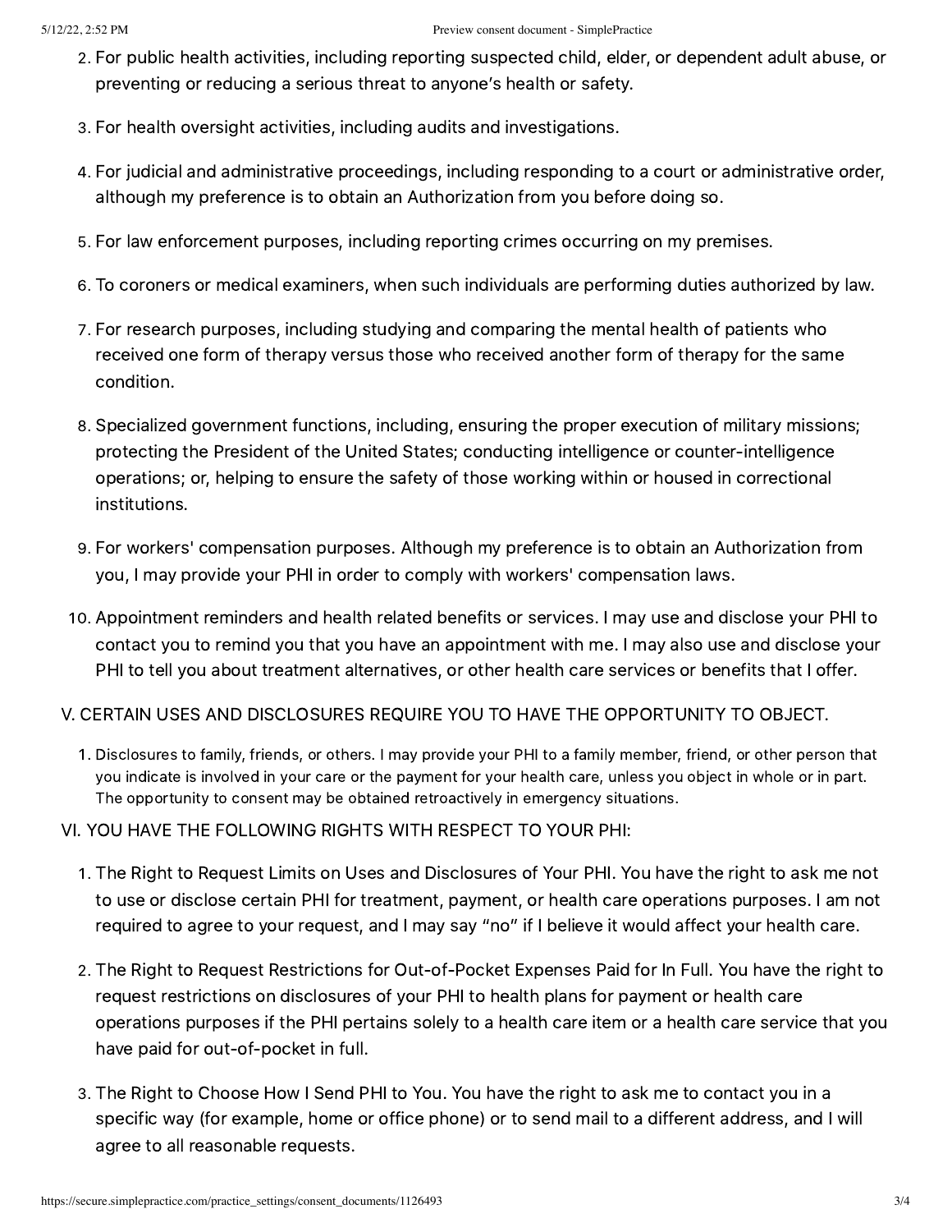2. For public health activities, including reporting suspected child, elder, or dependent adult abuse, or preventing or reducing a serious threat to anyone's health or safety.

3. For health oversight activities, including audits and investigations.

4. For judicial and administrative proceedings, including responding to a court or administrative order, although my preference is to obtain an Authorization from you before doing so.

5. For law enforcement purposes, including reporting crimes occurring on my premises.

6. To coroners or medical examiners, when such individuals are performing duties authorized by law.

7. For research purposes, including studying and comparing the mental health of patients who received one form of therapy versus those who received another form of therapy for the same condition.

8. Specialized government functions, including, ensuring the proper execution of military missions; protecting the President of the United States; conducting intelligence or counter-intelligence operations; or, helping to ensure the safety of those working within or housed in correctional institutions.

9. For workers' compensation purposes. Although my preference is to obtain an Authorization from you, I may provide your PHI in order to comply with workers' compensation laws.

10. Appointment reminders and health related benefits or services. I may use and disclose your PHI to contact you to remind you that you have an appointment with me. I may also use and disclose your PHI to tell you about treatment alternatives, or other health care services or benefits that I offer.

V. CERTAIN USES AND DISCLOSURES REQUIRE YOU TO HAVE THE OPPORTUNITY TO OBJECT.

1. Disclosures to family, friends, or others. I may provide your PHI to a family member, friend, or other person that you indicate is involved in your care or the payment for your health care, unless you object in whole or in part. The opportunity to consent may be obtained retroactively in emergency situations.

VI. YOU HAVE THE FOLLOWING RIGHTS WITH RESPECT TO YOUR PHI:

1. The Right to Request Limits on Uses and Disclosures of Your PHI. You have the right to ask me not to use or disclose certain PHI for treatment, payment, or health care operations purposes. I am not required to agree to your request, and I may say "no" if I believe it would affect your health care.

2. The Right to Request Restrictions for Out-of-Pocket Expenses Paid for In Full. You have the right to request restrictions on disclosures of your PHI to health plans for payment or health care operations purposes if the PHI pertains solely to a health care item or a health care service that you have paid for out-of-pocket in full.

3. The Right to Choose How I Send PHI to You. You have the right to ask me to contact you in a specific way (for example, home or office phone) or to send mail to a different address, and I will agree to all reasonable requests.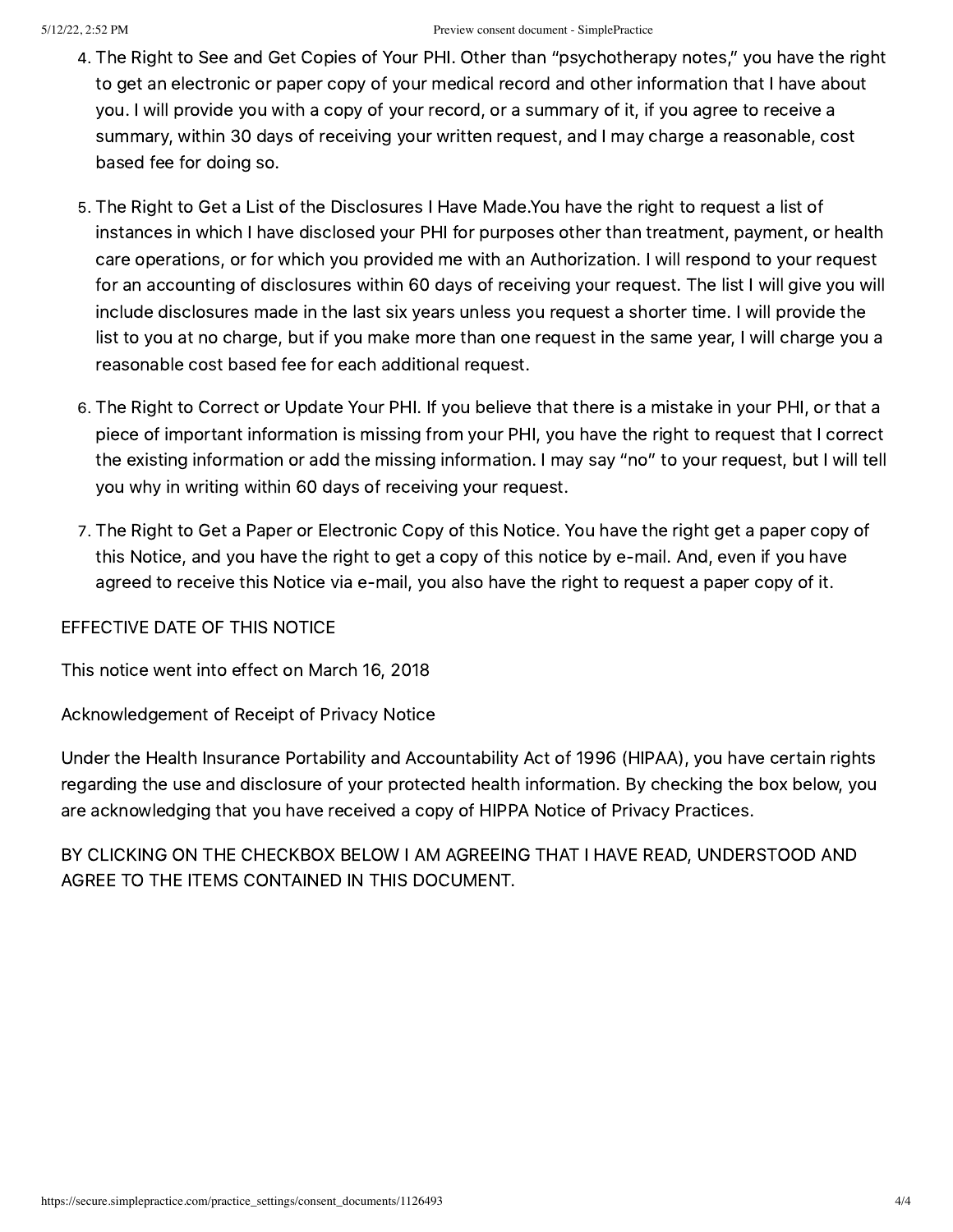4. The Right to See and Get Copies of Your PHI. Other than "psychotherapy notes," you have the right to get an electronic or paper copy of your medical record and other information that I have about you. I will provide you with a copy of your record, or a summary of it, if you agree to receive a summary, within 30 days of receiving your written request, and I may charge a reasonable, cost based fee for doing so.

5. The Right to Get a List of the Disclosures I Have Made.You have the right to request a list of instances in which I have disclosed your PHI for purposes other than treatment, payment, or health care operations, or for which you provided me with an Authorization. I will respond to your request for an accounting of disclosures within 60 days of receiving your request. The list I will give you will include disclosures made in the last six years unless you request a shorter time. I will provide the list to you at no charge, but if you make more than one request in the same year, I will charge you a reasonable cost based fee for each additional request.

6. The Right to Correct or Update Your PHI. If you believe that there is a mistake in your PHI, or that a piece of important information is missing from your PHI, you have the right to request that I correct the existing information or add the missing information. I may say "no" to your request, but I will tell you why in writing within 60 days of receiving your request.

7. The Right to Get a Paper or Electronic Copy of this Notice. You have the right get a paper copy of this Notice, and you have the right to get a copy of this notice by e-mail. And, even if you have agreed to receive this Notice via e-mail, you also have the right to request a paper copy of it.

EFFECTIVE DATE OF THIS NOTICE

This notice went into effect on March 16, 2018

Acknowledgement of Receipt of Privacy Notice

Under the Health Insurance Portability and Accountability Act of 1996 (HIPAA), you have certain rights regarding the use and disclosure of your protected health information. By checking the box below, you are acknowledging that you have received a copy of HIPPA Notice of Privacy Practices.

BY CLICKING ON THE CHECKBOX BELOW I AM AGREEING THAT I HAVE READ, UNDERSTOOD AND AGREE TO THE ITEMS CONTAINED IN THIS DOCUMENT.